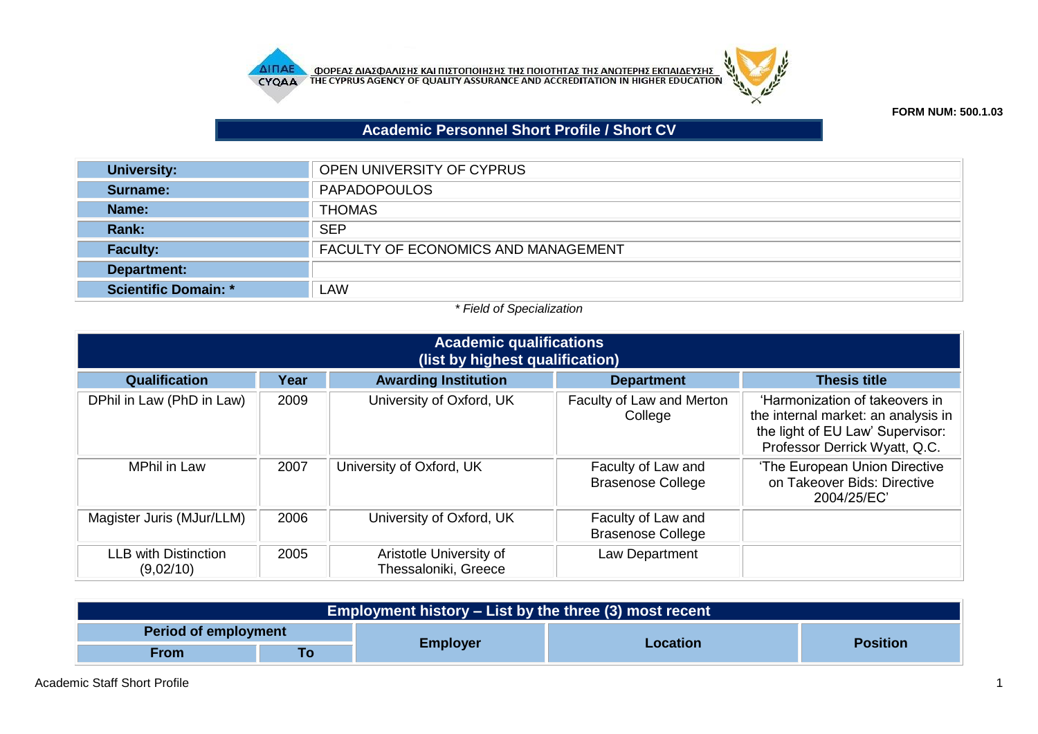ΦΟΡΕΑΣ ΔΙΑΣΦΑΛΙΣΗΣ ΚΑΙ ΠΙΣΤΟΠΟΙΗΣΗΣ ΤΗΣ ΠΟΙΟΤΗΤΑΣ ΤΗΣ ΑΝΩΤΕΡΗΣ ΕΚΠΑΙΔΕΥΣΗΣ
THE CYPRUS AGENCY OF QUALITY ASSURANCE AND ACCREDITATION IN HIGHER EDUCATION

**FORM NUM: 500.1.03**

## Academic Personnel Short Profile / Short CV

| | |
|---|---|
| **University:** | OPEN UNIVERSITY OF CYPRUS |
| **Surname:** | PAPADOPOULOS |
| **Name:** | THOMAS |
| **Rank:** | SEP |
| **Faculty:** | FACULTY OF ECONOMICS AND MANAGEMENT |
| **Department:** | |
| **Scientific Domain: *** | LAW |

*\* Field of Specialization*

### Academic qualifications (list by highest qualification)

| Qualification | Year | Awarding Institution | Department | Thesis title |
|---|---|---|---|---|
| DPhil in Law (PhD in Law) | 2009 | University of Oxford, UK | Faculty of Law and Merton College | 'Harmonization of takeovers in the internal market: an analysis in the light of EU Law' Supervisor: Professor Derrick Wyatt, Q.C. |
| MPhil in Law | 2007 | University of Oxford, UK | Faculty of Law and Brasenose College | 'The European Union Directive on Takeover Bids: Directive 2004/25/EC' |
| Magister Juris (MJur/LLM) | 2006 | University of Oxford, UK | Faculty of Law and Brasenose College | |
| LLB with Distinction (9,02/10) | 2005 | Aristotle University of Thessaloniki, Greece | Law Department | |

### Employment history – List by the three (3) most recent

| Period of employment | | Employer | Location | Position |
|---|---|---|---|---|
| From | To | | | |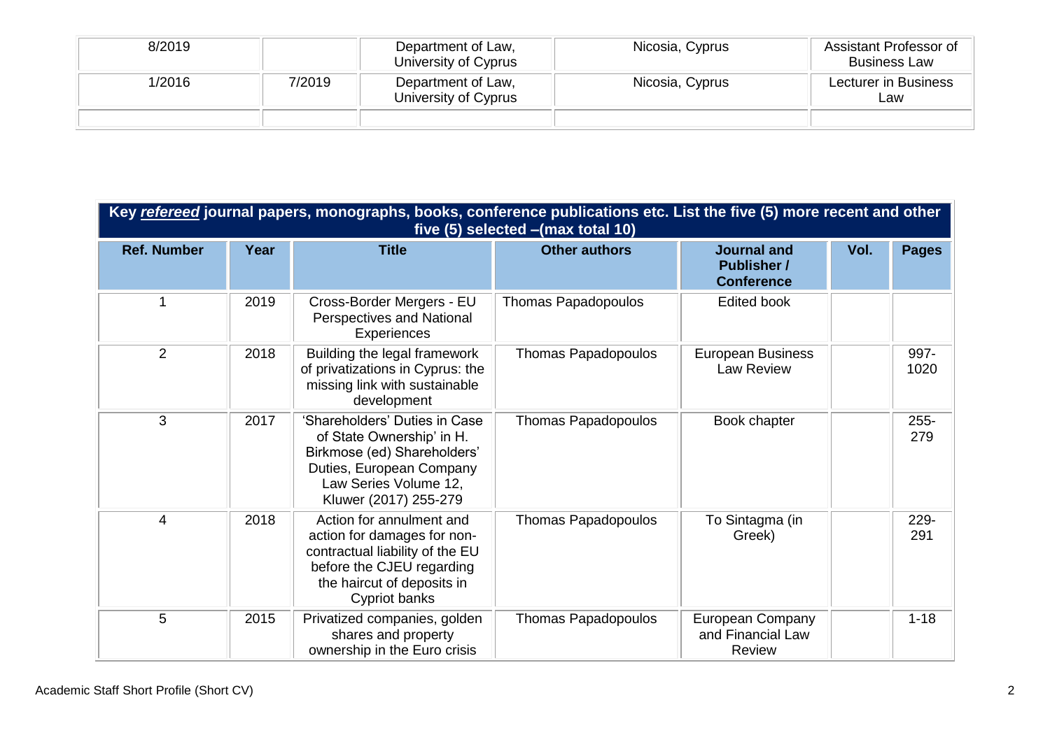| 8/2019 | | Department of Law, University of Cyprus | Nicosia, Cyprus | Assistant Professor of Business Law |
|---|---|---|---|---|
| 1/2016 | 7/2019 | Department of Law, University of Cyprus | Nicosia, Cyprus | Lecturer in Business Law |
| | | | | |

| **Key *refereed* journal papers, monographs, books, conference publications etc. List the five (5) more recent and other five (5) selected –(max total 10)** | | | | | | |
|---|---|---|---|---|---|---|
| **Ref. Number** | **Year** | **Title** | **Other authors** | **Journal and Publisher / Conference** | **Vol.** | **Pages** |
| 1 | 2019 | Cross-Border Mergers - EU Perspectives and National Experiences | Thomas Papadopoulos | Edited book | | |
| 2 | 2018 | Building the legal framework of privatizations in Cyprus: the missing link with sustainable development | Thomas Papadopoulos | European Business Law Review | | 997-1020 |
| 3 | 2017 | 'Shareholders' Duties in Case of State Ownership' in H. Birkmose (ed) Shareholders' Duties, European Company Law Series Volume 12, Kluwer (2017) 255-279 | Thomas Papadopoulos | Book chapter | | 255-279 |
| 4 | 2018 | Action for annulment and action for damages for non-contractual liability of the EU before the CJEU regarding the haircut of deposits in Cypriot banks | Thomas Papadopoulos | To Sintagma (in Greek) | | 229-291 |
| 5 | 2015 | Privatized companies, golden shares and property ownership in the Euro crisis | Thomas Papadopoulos | European Company and Financial Law Review | | 1-18 |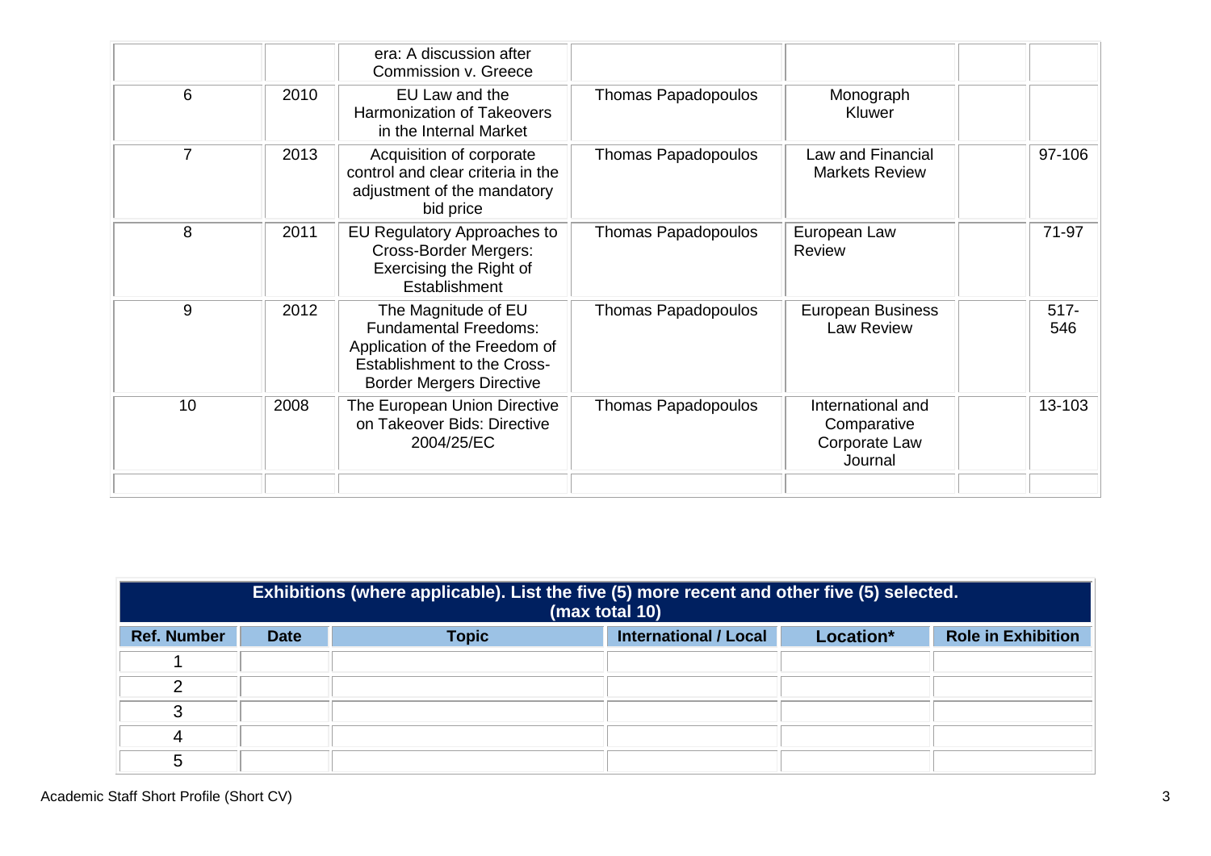| | | era: A discussion after Commission v. Greece | | | | |
|---|---|---|---|---|---|---|
| 6 | 2010 | EU Law and the Harmonization of Takeovers in the Internal Market | Thomas Papadopoulos | Monograph Kluwer | | |
| 7 | 2013 | Acquisition of corporate control and clear criteria in the adjustment of the mandatory bid price | Thomas Papadopoulos | Law and Financial Markets Review | | 97-106 |
| 8 | 2011 | EU Regulatory Approaches to Cross-Border Mergers: Exercising the Right of Establishment | Thomas Papadopoulos | European Law Review | | 71-97 |
| 9 | 2012 | The Magnitude of EU Fundamental Freedoms: Application of the Freedom of Establishment to the Cross-Border Mergers Directive | Thomas Papadopoulos | European Business Law Review | | 517-546 |
| 10 | 2008 | The European Union Directive on Takeover Bids: Directive 2004/25/EC | Thomas Papadopoulos | International and Comparative Corporate Law Journal | | 13-103 |
| | | | | | | |

**Exhibitions (where applicable). List the five (5) more recent and other five (5) selected. (max total 10)**

| Ref. Number | Date | Topic | International / Local | Location* | Role in Exhibition |
|---|---|---|---|---|---|
| 1 | | | | | |
| 2 | | | | | |
| 3 | | | | | |
| 4 | | | | | |
| 5 | | | | | |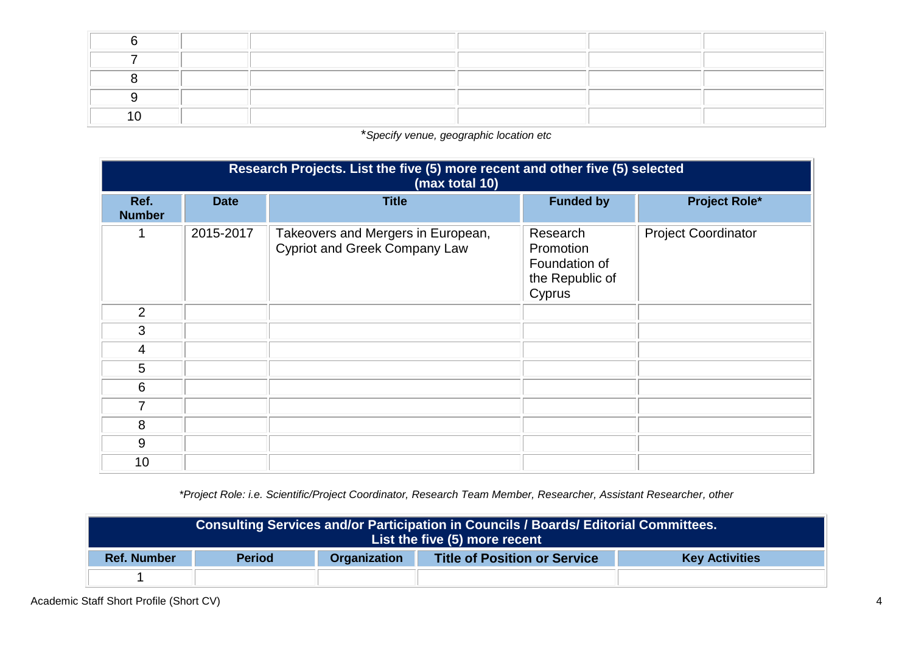| | | | | | |
|---|---|---|---|---|---|
| 6 | | | | | |
| 7 | | | | | |
| 8 | | | | | |
| 9 | | | | | |
| 10 | | | | | |

**Specify venue, geographic location etc*

| Research Projects. List the five (5) more recent and other five (5) selected (max total 10) | | | | |
|---|---|---|---|---|
| **Ref. Number** | **Date** | **Title** | **Funded by** | **Project Role*** |
| 1 | 2015-2017 | Takeovers and Mergers in European, Cypriot and Greek Company Law | Research Promotion Foundation of the Republic of Cyprus | Project Coordinator |
| 2 | | | | |
| 3 | | | | |
| 4 | | | | |
| 5 | | | | |
| 6 | | | | |
| 7 | | | | |
| 8 | | | | |
| 9 | | | | |
| 10 | | | | |

**Project Role: i.e. Scientific/Project Coordinator, Research Team Member, Researcher, Assistant Researcher, other*

| Consulting Services and/or Participation in Councils / Boards/ Editorial Committees. List the five (5) more recent | | | | |
|---|---|---|---|---|
| **Ref. Number** | **Period** | **Organization** | **Title of Position or Service** | **Key Activities** |
| 1 | | | | |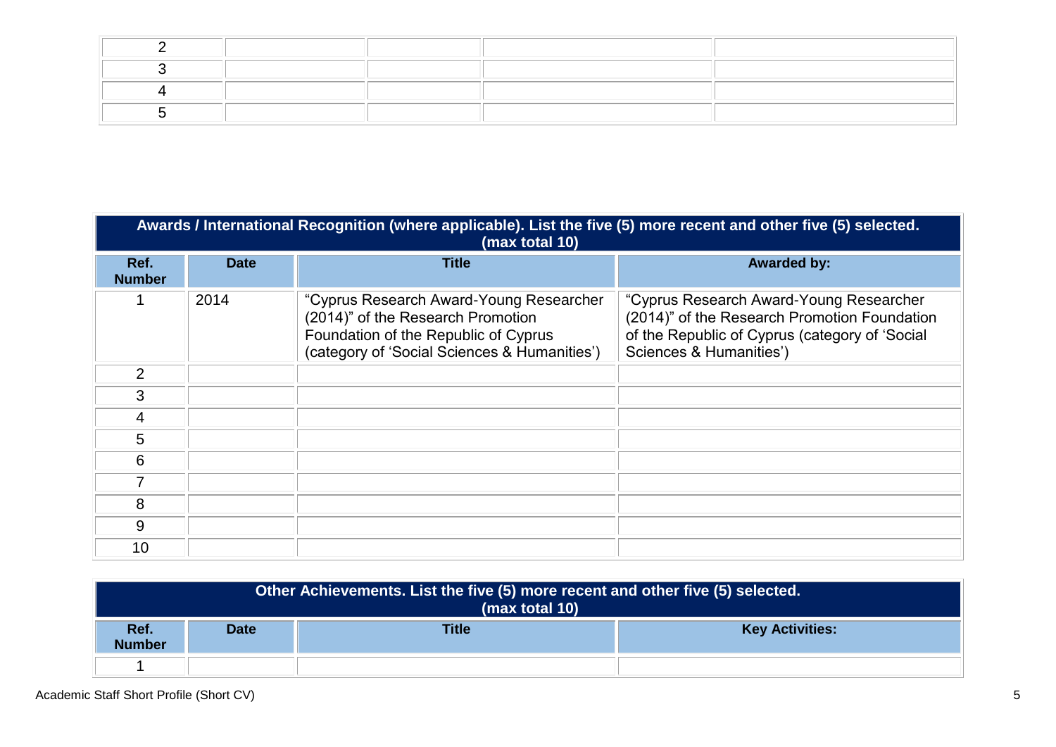| 2 | | | | |
|---|---|---|---|---|
| 3 | | | | |
| 4 | | | | |
| 5 | | | | |

| **Awards / International Recognition (where applicable). List the five (5) more recent and other five (5) selected. (max total 10)** | | | |
|---|---|---|---|
| **Ref. Number** | **Date** | **Title** | **Awarded by:** |
| 1 | 2014 | "Cyprus Research Award-Young Researcher (2014)" of the Research Promotion Foundation of the Republic of Cyprus (category of 'Social Sciences & Humanities') | "Cyprus Research Award-Young Researcher (2014)" of the Research Promotion Foundation of the Republic of Cyprus (category of 'Social Sciences & Humanities') |
| 2 | | | |
| 3 | | | |
| 4 | | | |
| 5 | | | |
| 6 | | | |
| 7 | | | |
| 8 | | | |
| 9 | | | |
| 10 | | | |

| **Other Achievements. List the five (5) more recent and other five (5) selected. (max total 10)** | | | |
|---|---|---|---|
| **Ref. Number** | **Date** | **Title** | **Key Activities:** |
| 1 | | | |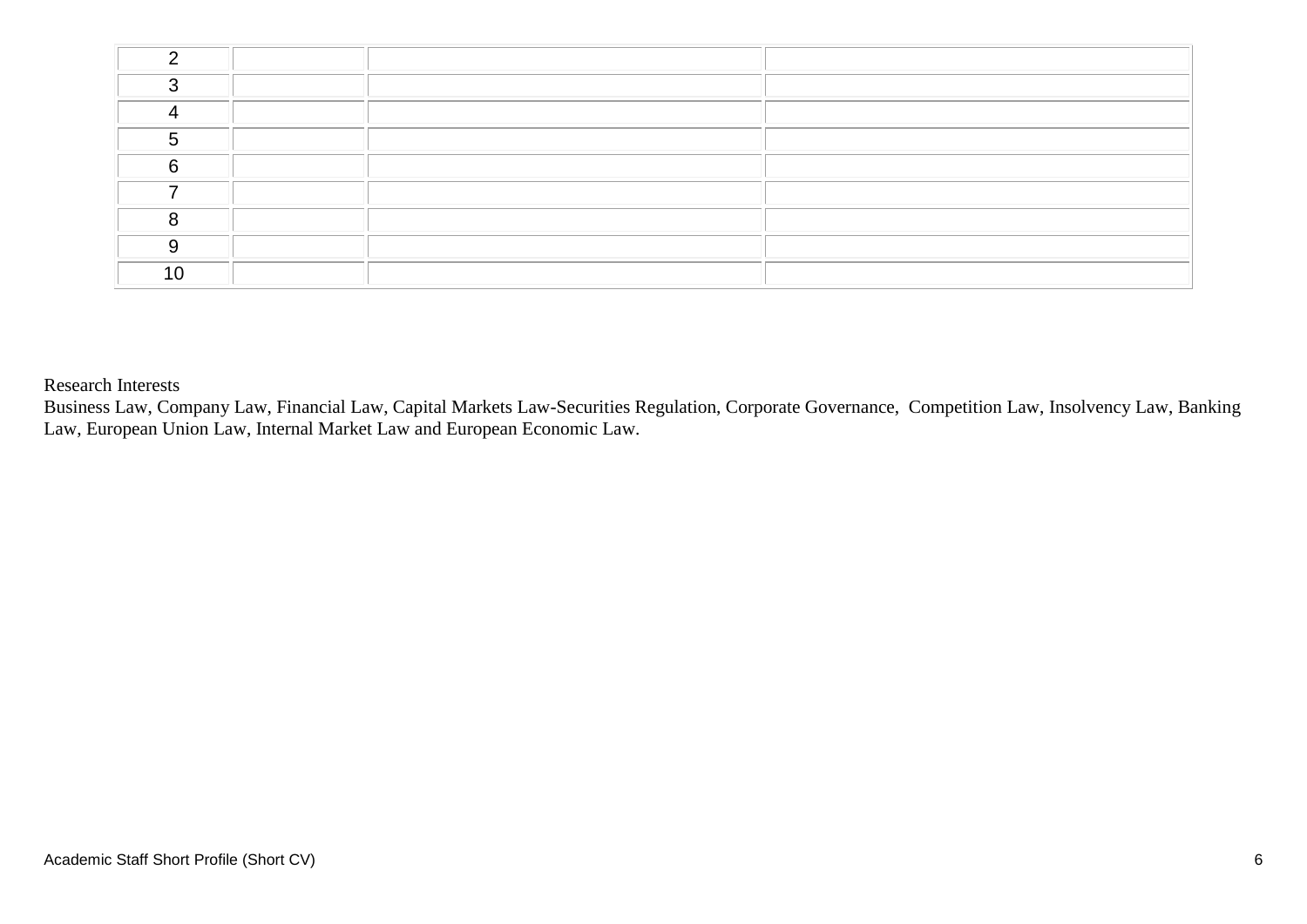| | | | |
|---|---|---|---|
| 2 | | | |
| 3 | | | |
| 4 | | | |
| 5 | | | |
| 6 | | | |
| 7 | | | |
| 8 | | | |
| 9 | | | |
| 10 | | | |

Research Interests

Business Law, Company Law, Financial Law, Capital Markets Law-Securities Regulation, Corporate Governance, Competition Law, Insolvency Law, Banking Law, European Union Law, Internal Market Law and European Economic Law.